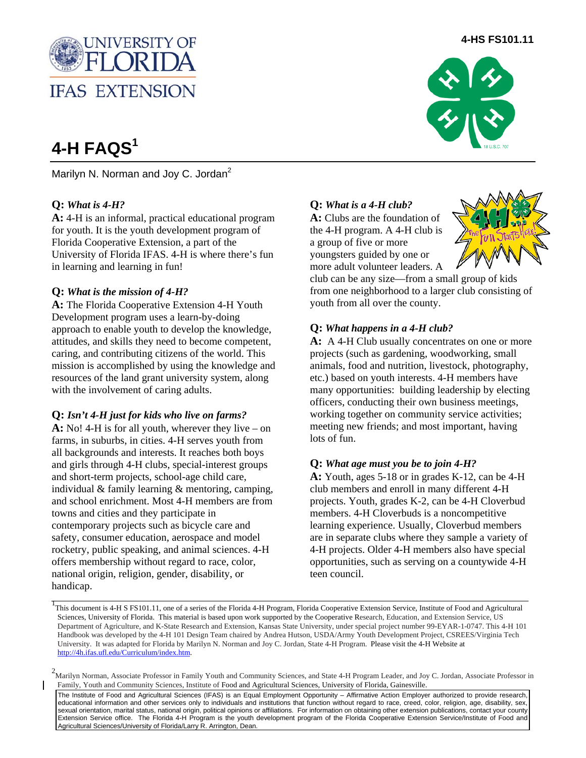4-HS FS101.11

# 4-H FAQS[1]

Marilyn N. Norman and Joy C. Jordan[2]

**Q:** ***What is 4-H?***

**A:** 4-H is an informal, practical educational program for youth. It is the youth development program of Florida Cooperative Extension, a part of the University of Florida IFAS. 4-H is where there's fun in learning and learning in fun!

**Q:** ***What is the mission of 4-H?***

**A:** The Florida Cooperative Extension 4-H Youth Development program uses a learn-by-doing approach to enable youth to develop the knowledge, attitudes, and skills they need to become competent, caring, and contributing citizens of the world. This mission is accomplished by using the knowledge and resources of the land grant university system, along with the involvement of caring adults.

**Q:** ***Isn't 4-H just for kids who live on farms?***

**A:** No! 4-H is for all youth, wherever they live – on farms, in suburbs, in cities. 4-H serves youth from all backgrounds and interests. It reaches both boys and girls through 4-H clubs, special-interest groups and short-term projects, school-age child care, individual & family learning & mentoring, camping, and school enrichment. Most 4-H members are from towns and cities and they participate in contemporary projects such as bicycle care and safety, consumer education, aerospace and model rocketry, public speaking, and animal sciences. 4-H offers membership without regard to race, color, national origin, religion, gender, disability, or handicap.

**Q:** ***What is a 4-H club?***

**A:** Clubs are the foundation of the 4-H program. A 4-H club is a group of five or more youngsters guided by one or more adult volunteer leaders. A club can be any size—from a small group of kids from one neighborhood to a larger club consisting of youth from all over the county.

**Q:** ***What happens in a 4-H club?***

**A:** A 4-H Club usually concentrates on one or more projects (such as gardening, woodworking, small animals, food and nutrition, livestock, photography, etc.) based on youth interests. 4-H members have many opportunities: building leadership by electing officers, conducting their own business meetings, working together on community service activities; meeting new friends; and most important, having lots of fun.

**Q:** ***What age must you be to join 4-H?***

**A:** Youth, ages 5-18 or in grades K-12, can be 4-H club members and enroll in many different 4-H projects. Youth, grades K-2, can be 4-H Cloverbud members. 4-H Cloverbuds is a noncompetitive learning experience. Usually, Cloverbud members are in separate clubs where they sample a variety of 4-H projects. Older 4-H members also have special opportunities, such as serving on a countywide 4-H teen council.

---

[1] This document is 4-H S FS101.11, one of a series of the Florida 4-H Program, Florida Cooperative Extension Service, Institute of Food and Agricultural Sciences, University of Florida. This material is based upon work supported by the Cooperative Research, Education, and Extension Service, US Department of Agriculture, and K-State Research and Extension, Kansas State University, under special project number 99-EYAR-1-0747. This 4-H 101 Handbook was developed by the 4-H 101 Design Team chaired by Andrea Hutson, USDA/Army Youth Development Project, CSREES/Virginia Tech University. It was adapted for Florida by Marilyn N. Norman and Joy C. Jordan, State 4-H Program. Please visit the 4-H Website at http://4h.ifas.ufl.edu/Curriculum/index.htm.

[2] Marilyn Norman, Associate Professor in Family Youth and Community Sciences, and State 4-H Program Leader, and Joy C. Jordan, Associate Professor in Family, Youth and Community Sciences, Institute of Food and Agricultural Sciences, University of Florida, Gainesville.

The Institute of Food and Agricultural Sciences (IFAS) is an Equal Employment Opportunity – Affirmative Action Employer authorized to provide research, educational information and other services only to individuals and institutions that function without regard to race, creed, color, religion, age, disability, sex, sexual orientation, marital status, national origin, political opinions or affiliations. For information on obtaining other extension publications, contact your county Extension Service office. The Florida 4-H Program is the youth development program of the Florida Cooperative Extension Service/Institute of Food and Agricultural Sciences/University of Florida/Larry R. Arrington, Dean.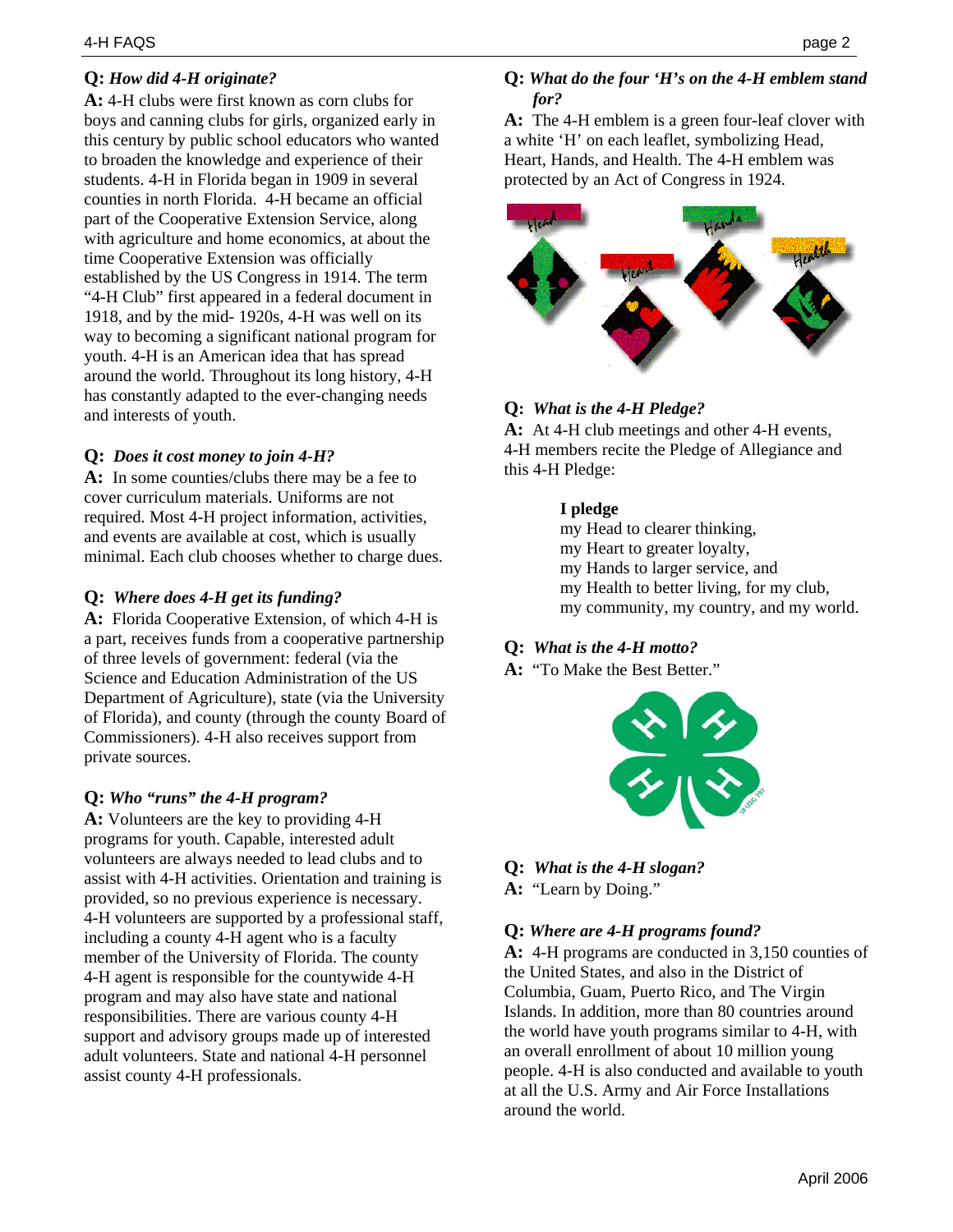**Q:** ***How did 4-H originate?***
**A:** 4-H clubs were first known as corn clubs for boys and canning clubs for girls, organized early in this century by public school educators who wanted to broaden the knowledge and experience of their students. 4-H in Florida began in 1909 in several counties in north Florida. 4-H became an official part of the Cooperative Extension Service, along with agriculture and home economics, at about the time Cooperative Extension was officially established by the US Congress in 1914. The term "4-H Club" first appeared in a federal document in 1918, and by the mid- 1920s, 4-H was well on its way to becoming a significant national program for youth. 4-H is an American idea that has spread around the world. Throughout its long history, 4-H has constantly adapted to the ever-changing needs and interests of youth.

**Q:** ***Does it cost money to join 4-H?***
**A:** In some counties/clubs there may be a fee to cover curriculum materials. Uniforms are not required. Most 4-H project information, activities, and events are available at cost, which is usually minimal. Each club chooses whether to charge dues.

**Q:** ***Where does 4-H get its funding?***
**A:** Florida Cooperative Extension, of which 4-H is a part, receives funds from a cooperative partnership of three levels of government: federal (via the Science and Education Administration of the US Department of Agriculture), state (via the University of Florida), and county (through the county Board of Commissioners). 4-H also receives support from private sources.

**Q:** ***Who "runs" the 4-H program?***
**A:** Volunteers are the key to providing 4-H programs for youth. Capable, interested adult volunteers are always needed to lead clubs and to assist with 4-H activities. Orientation and training is provided, so no previous experience is necessary. 4-H volunteers are supported by a professional staff, including a county 4-H agent who is a faculty member of the University of Florida. The county 4-H agent is responsible for the countywide 4-H program and may also have state and national responsibilities. There are various county 4-H support and advisory groups made up of interested adult volunteers. State and national 4-H personnel assist county 4-H professionals.

**Q:** ***What do the four 'H's on the 4-H emblem stand for?***
**A:** The 4-H emblem is a green four-leaf clover with a white 'H' on each leaflet, symbolizing Head, Heart, Hands, and Health. The 4-H emblem was protected by an Act of Congress in 1924.

**Q:** ***What is the 4-H Pledge?***
**A:** At 4-H club meetings and other 4-H events, 4-H members recite the Pledge of Allegiance and this 4-H Pledge:

> **I pledge**
> my Head to clearer thinking,
> my Heart to greater loyalty,
> my Hands to larger service, and
> my Health to better living, for my club,
> my community, my country, and my world.

**Q:** ***What is the 4-H motto?***
**A:** "To Make the Best Better."

**Q:** ***What is the 4-H slogan?***
**A:** "Learn by Doing."

**Q:** ***Where are 4-H programs found?***
**A:** 4-H programs are conducted in 3,150 counties of the United States, and also in the District of Columbia, Guam, Puerto Rico, and The Virgin Islands. In addition, more than 80 countries around the world have youth programs similar to 4-H, with an overall enrollment of about 10 million young people. 4-H is also conducted and available to youth at all the U.S. Army and Air Force Installations around the world.

April 2006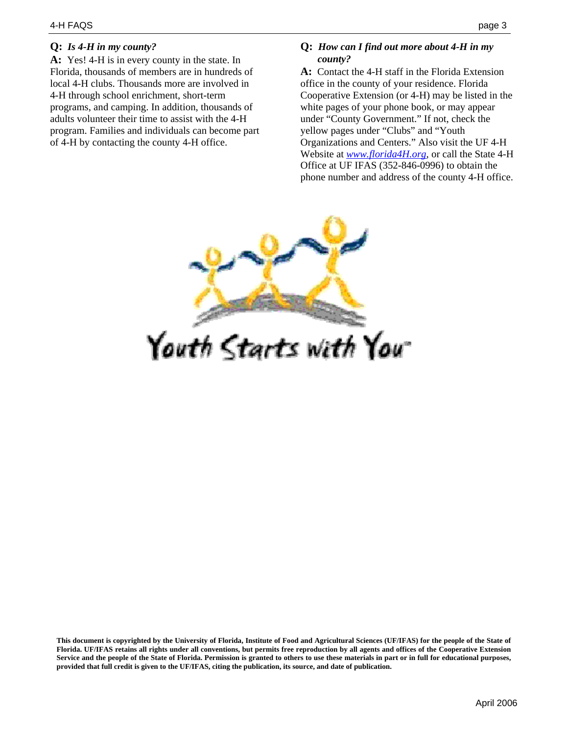**Q:** ***Is 4-H in my county?***

**A:** Yes! 4-H is in every county in the state. In Florida, thousands of members are in hundreds of local 4-H clubs. Thousands more are involved in 4-H through school enrichment, short-term programs, and camping. In addition, thousands of adults volunteer their time to assist with the 4-H program. Families and individuals can become part of 4-H by contacting the county 4-H office.

**Q:** ***How can I find out more about 4-H in my county?***

**A:** Contact the 4-H staff in the Florida Extension office in the county of your residence. Florida Cooperative Extension (or 4-H) may be listed in the white pages of your phone book, or may appear under "County Government." If not, check the yellow pages under "Clubs" and "Youth Organizations and Centers." Also visit the UF 4-H Website at *www.florida4H.org*, or call the State 4-H Office at UF IFAS (352-846-0996) to obtain the phone number and address of the county 4-H office.

Youth Starts with You

**This document is copyrighted by the University of Florida, Institute of Food and Agricultural Sciences (UF/IFAS) for the people of the State of Florida. UF/IFAS retains all rights under all conventions, but permits free reproduction by all agents and offices of the Cooperative Extension Service and the people of the State of Florida. Permission is granted to others to use these materials in part or in full for educational purposes, provided that full credit is given to the UF/IFAS, citing the publication, its source, and date of publication.**

April 2006